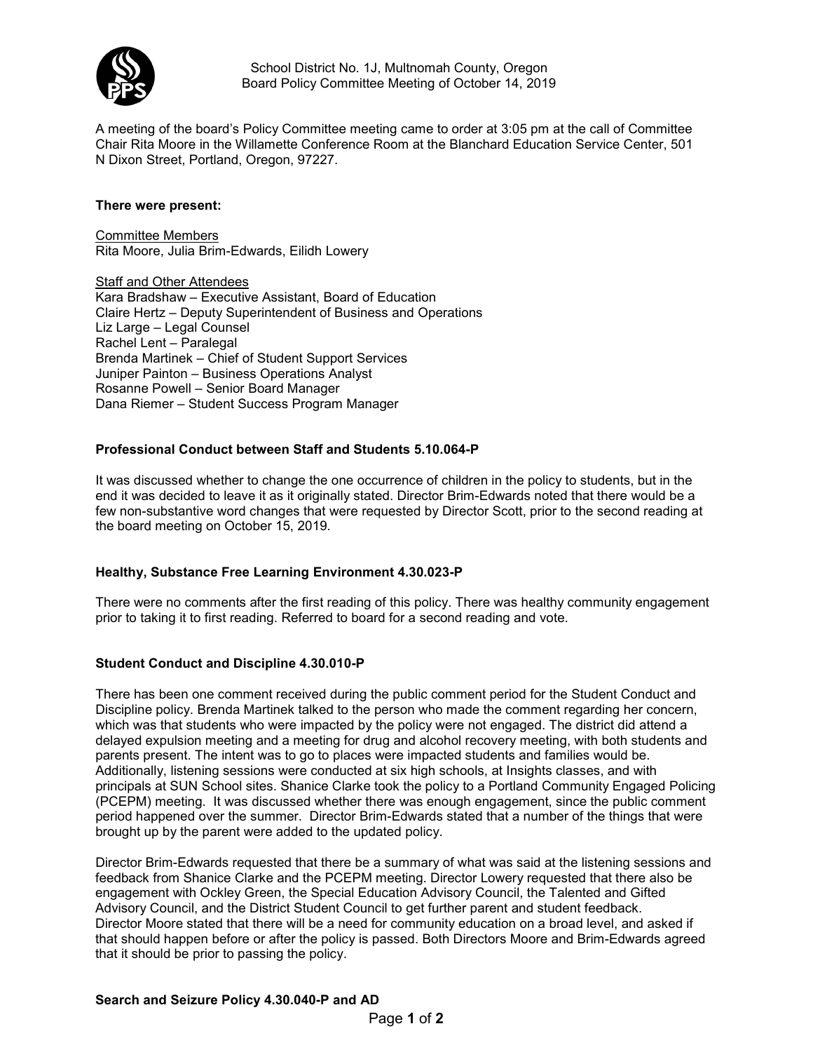School District No. 1J, Multnomah County, Oregon
Board Policy Committee Meeting of October 14, 2019

A meeting of the board's Policy Committee meeting came to order at 3:05 pm at the call of Committee Chair Rita Moore in the Willamette Conference Room at the Blanchard Education Service Center, 501 N Dixon Street, Portland, Oregon, 97227.

**There were present:**

Committee Members
Rita Moore, Julia Brim-Edwards, Eilidh Lowery

Staff and Other Attendees
Kara Bradshaw – Executive Assistant, Board of Education
Claire Hertz – Deputy Superintendent of Business and Operations
Liz Large – Legal Counsel
Rachel Lent – Paralegal
Brenda Martinek – Chief of Student Support Services
Juniper Painton – Business Operations Analyst
Rosanne Powell – Senior Board Manager
Dana Riemer – Student Success Program Manager

**Professional Conduct between Staff and Students 5.10.064-P**

It was discussed whether to change the one occurrence of children in the policy to students, but in the end it was decided to leave it as it originally stated. Director Brim-Edwards noted that there would be a few non-substantive word changes that were requested by Director Scott, prior to the second reading at the board meeting on October 15, 2019.

**Healthy, Substance Free Learning Environment 4.30.023-P**

There were no comments after the first reading of this policy. There was healthy community engagement prior to taking it to first reading. Referred to board for a second reading and vote.

**Student Conduct and Discipline 4.30.010-P**

There has been one comment received during the public comment period for the Student Conduct and Discipline policy. Brenda Martinek talked to the person who made the comment regarding her concern, which was that students who were impacted by the policy were not engaged. The district did attend a delayed expulsion meeting and a meeting for drug and alcohol recovery meeting, with both students and parents present. The intent was to go to places were impacted students and families would be. Additionally, listening sessions were conducted at six high schools, at Insights classes, and with principals at SUN School sites. Shanice Clarke took the policy to a Portland Community Engaged Policing (PCEPM) meeting. It was discussed whether there was enough engagement, since the public comment period happened over the summer. Director Brim-Edwards stated that a number of the things that were brought up by the parent were added to the updated policy.

Director Brim-Edwards requested that there be a summary of what was said at the listening sessions and feedback from Shanice Clarke and the PCEPM meeting. Director Lowery requested that there also be engagement with Ockley Green, the Special Education Advisory Council, the Talented and Gifted Advisory Council, and the District Student Council to get further parent and student feedback. Director Moore stated that there will be a need for community education on a broad level, and asked if that should happen before or after the policy is passed. Both Directors Moore and Brim-Edwards agreed that it should be prior to passing the policy.

**Search and Seizure Policy 4.30.040-P and AD**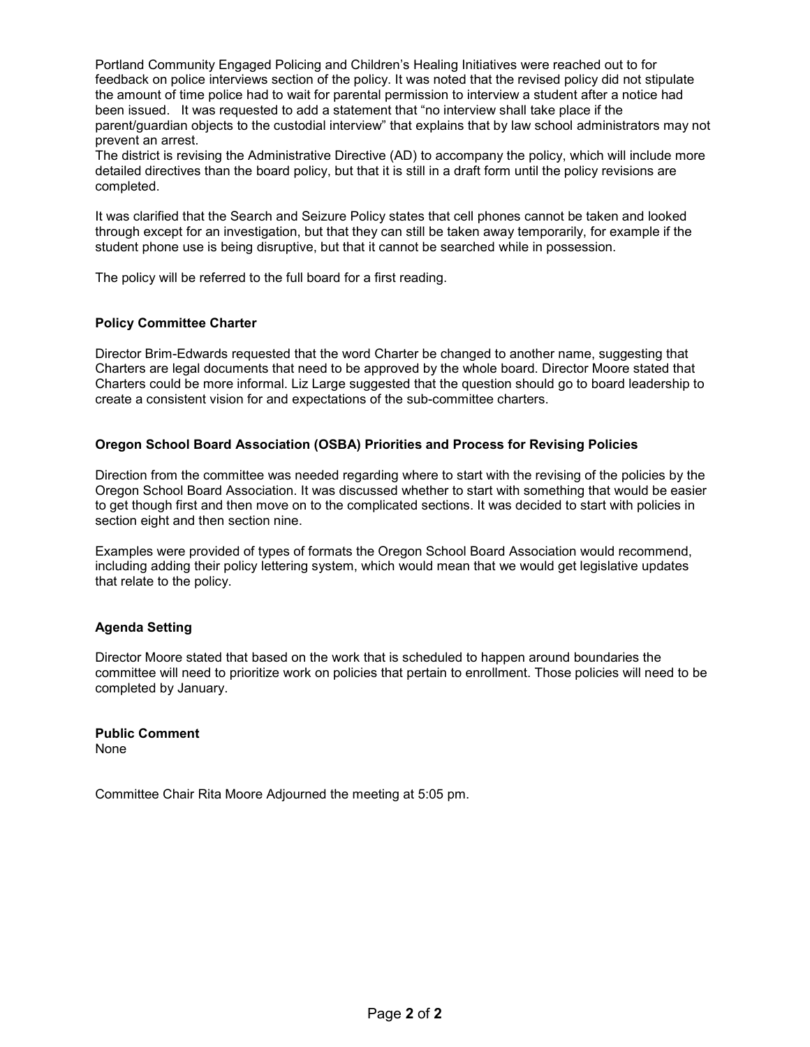Portland Community Engaged Policing and Children's Healing Initiatives were reached out to for feedback on police interviews section of the policy. It was noted that the revised policy did not stipulate the amount of time police had to wait for parental permission to interview a student after a notice had been issued. It was requested to add a statement that "no interview shall take place if the parent/guardian objects to the custodial interview" that explains that by law school administrators may not prevent an arrest.
The district is revising the Administrative Directive (AD) to accompany the policy, which will include more detailed directives than the board policy, but that it is still in a draft form until the policy revisions are completed.

It was clarified that the Search and Seizure Policy states that cell phones cannot be taken and looked through except for an investigation, but that they can still be taken away temporarily, for example if the student phone use is being disruptive, but that it cannot be searched while in possession.

The policy will be referred to the full board for a first reading.

**Policy Committee Charter**

Director Brim-Edwards requested that the word Charter be changed to another name, suggesting that Charters are legal documents that need to be approved by the whole board. Director Moore stated that Charters could be more informal. Liz Large suggested that the question should go to board leadership to create a consistent vision for and expectations of the sub-committee charters.

**Oregon School Board Association (OSBA) Priorities and Process for Revising Policies**

Direction from the committee was needed regarding where to start with the revising of the policies by the Oregon School Board Association. It was discussed whether to start with something that would be easier to get though first and then move on to the complicated sections. It was decided to start with policies in section eight and then section nine.

Examples were provided of types of formats the Oregon School Board Association would recommend, including adding their policy lettering system, which would mean that we would get legislative updates that relate to the policy.

**Agenda Setting**

Director Moore stated that based on the work that is scheduled to happen around boundaries the committee will need to prioritize work on policies that pertain to enrollment. Those policies will need to be completed by January.

**Public Comment**
None

Committee Chair Rita Moore Adjourned the meeting at 5:05 pm.